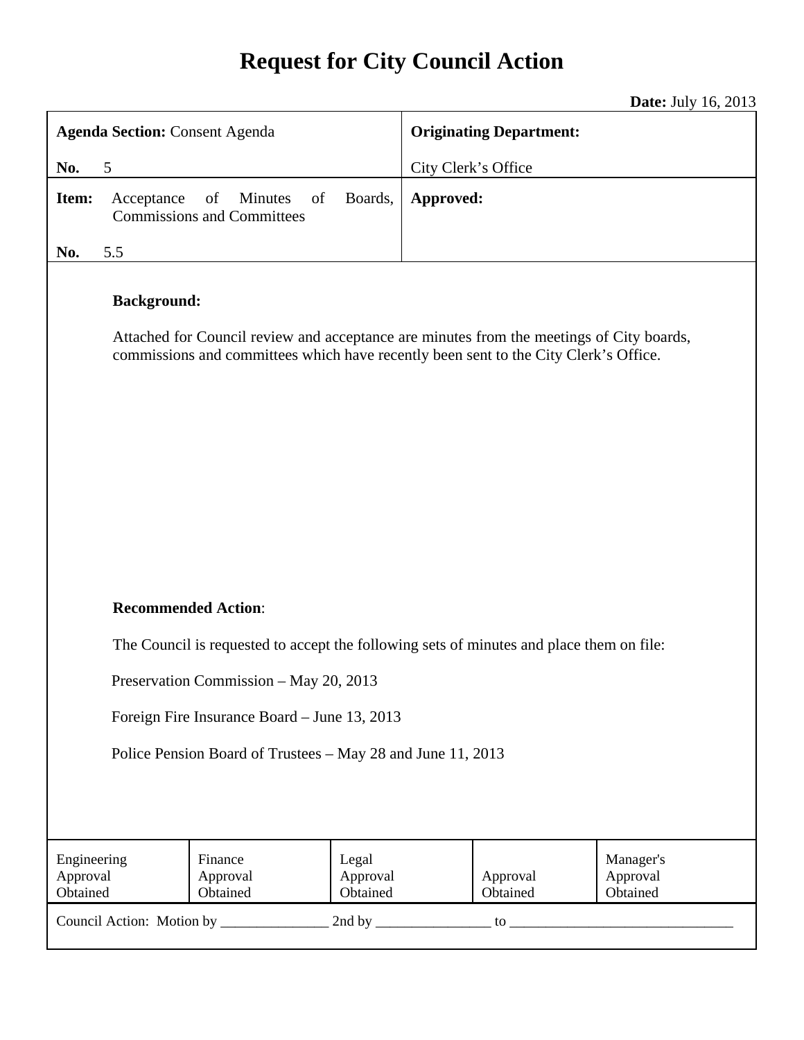# Request for City Council Action

**Date:** July 16, 2013

| **Agenda Section:** Consent Agenda<br><br>**No.** 5 | **Originating Department:**<br><br>City Clerk's Office |
|---|---|
| **Item:** Acceptance of Minutes of Boards, Commissions and Committees<br><br>**No.** 5.5 | **Approved:** |

**Background:**

Attached for Council review and acceptance are minutes from the meetings of City boards, commissions and committees which have recently been sent to the City Clerk's Office.

**Recommended Action**:

The Council is requested to accept the following sets of minutes and place them on file:

Preservation Commission – May 20, 2013

Foreign Fire Insurance Board – June 13, 2013

Police Pension Board of Trustees – May 28 and June 11, 2013

| Engineering Approval Obtained | Finance Approval Obtained | Legal Approval Obtained | Approval Obtained | Manager's Approval Obtained |
|---|---|---|---|---|

Council Action: Motion by _______________ 2nd by ________________ to ________________________________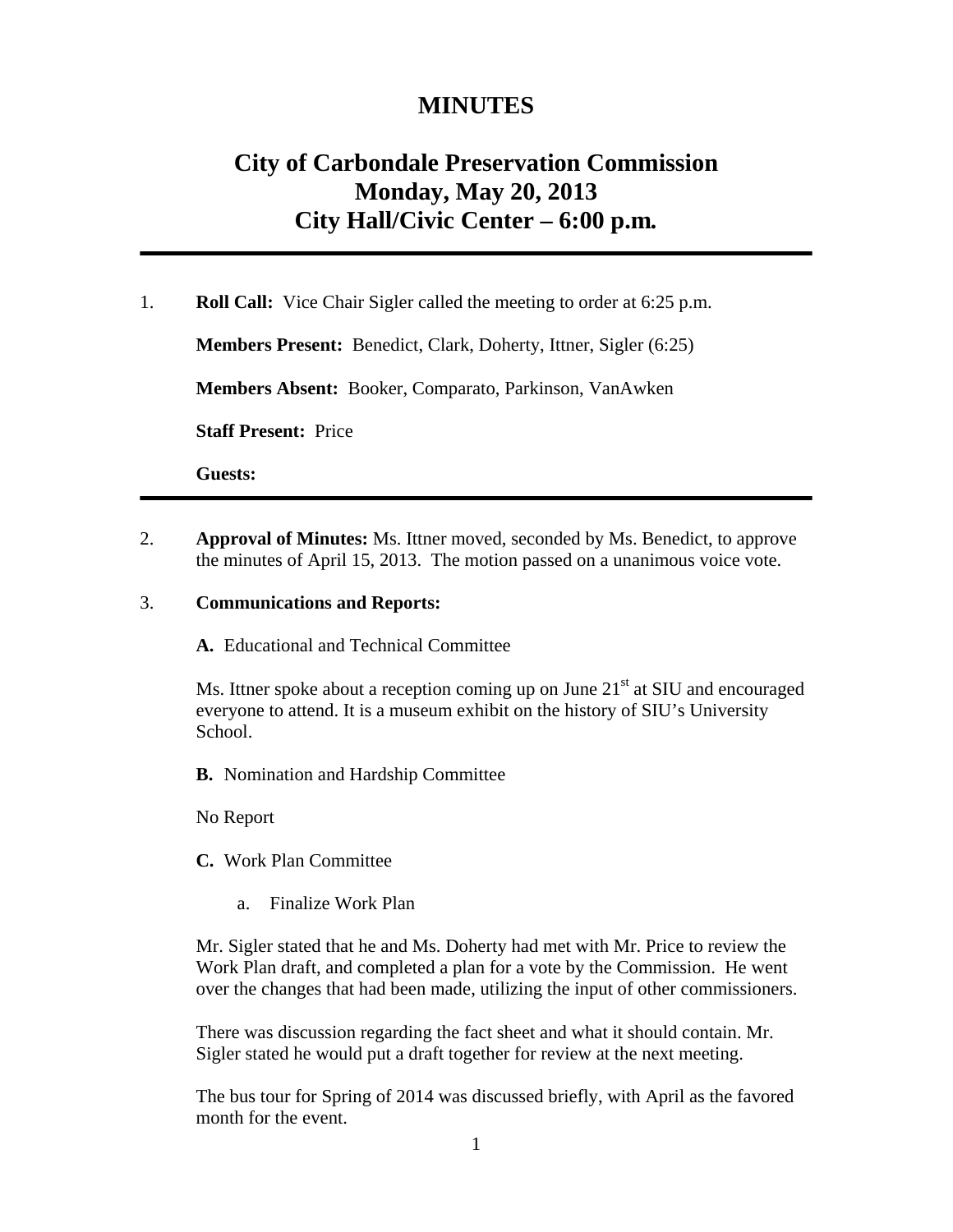# MINUTES

## City of Carbondale Preservation Commission
## Monday, May 20, 2013
## City Hall/Civic Center – 6:00 p.m.

---

1. **Roll Call:** Vice Chair Sigler called the meeting to order at 6:25 p.m.

   **Members Present:** Benedict, Clark, Doherty, Ittner, Sigler (6:25)

   **Members Absent:** Booker, Comparato, Parkinson, VanAwken

   **Staff Present:** Price

   **Guests:**

---

2. **Approval of Minutes:** Ms. Ittner moved, seconded by Ms. Benedict, to approve the minutes of April 15, 2013. The motion passed on a unanimous voice vote.

3. **Communications and Reports:**

   **A.** Educational and Technical Committee

   Ms. Ittner spoke about a reception coming up on June 21st at SIU and encouraged everyone to attend. It is a museum exhibit on the history of SIU's University School.

   **B.** Nomination and Hardship Committee

   No Report

   **C.** Work Plan Committee

   a. Finalize Work Plan

   Mr. Sigler stated that he and Ms. Doherty had met with Mr. Price to review the Work Plan draft, and completed a plan for a vote by the Commission. He went over the changes that had been made, utilizing the input of other commissioners.

   There was discussion regarding the fact sheet and what it should contain. Mr. Sigler stated he would put a draft together for review at the next meeting.

   The bus tour for Spring of 2014 was discussed briefly, with April as the favored month for the event.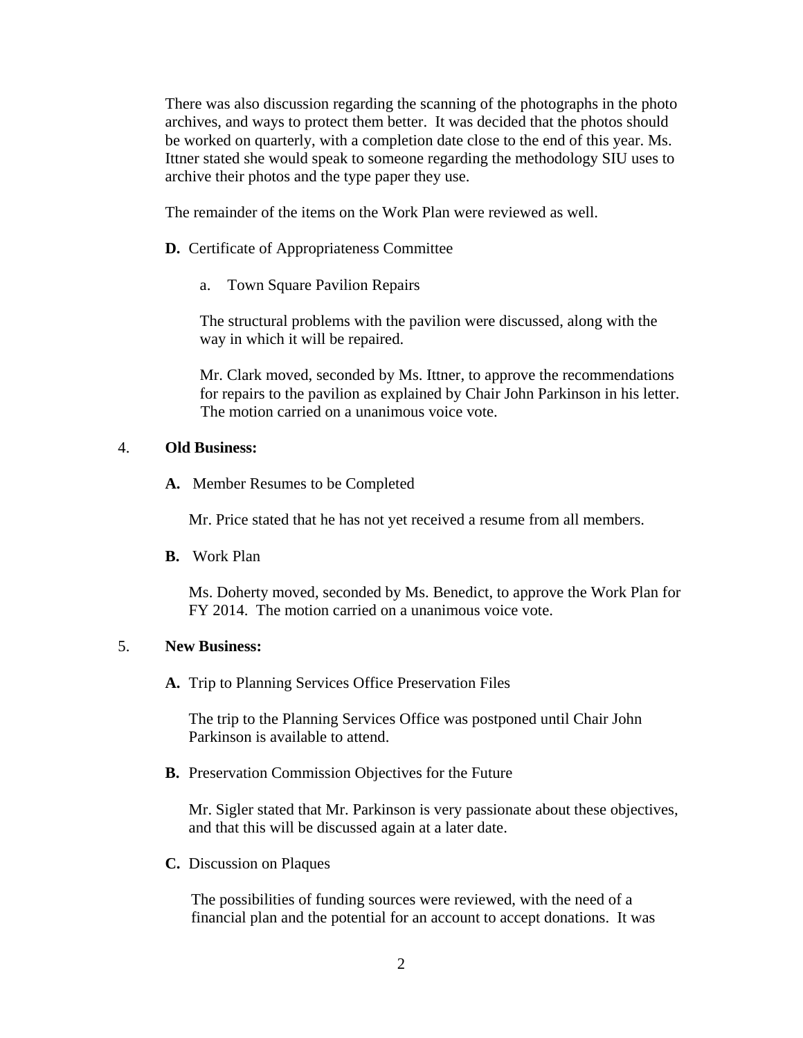There was also discussion regarding the scanning of the photographs in the photo archives, and ways to protect them better. It was decided that the photos should be worked on quarterly, with a completion date close to the end of this year. Ms. Ittner stated she would speak to someone regarding the methodology SIU uses to archive their photos and the type paper they use.

The remainder of the items on the Work Plan were reviewed as well.

**D.** Certificate of Appropriateness Committee

a. Town Square Pavilion Repairs

The structural problems with the pavilion were discussed, along with the way in which it will be repaired.

Mr. Clark moved, seconded by Ms. Ittner, to approve the recommendations for repairs to the pavilion as explained by Chair John Parkinson in his letter. The motion carried on a unanimous voice vote.

4. **Old Business:**

**A.** Member Resumes to be Completed

Mr. Price stated that he has not yet received a resume from all members.

**B.** Work Plan

Ms. Doherty moved, seconded by Ms. Benedict, to approve the Work Plan for FY 2014. The motion carried on a unanimous voice vote.

5. **New Business:**

**A.** Trip to Planning Services Office Preservation Files

The trip to the Planning Services Office was postponed until Chair John Parkinson is available to attend.

**B.** Preservation Commission Objectives for the Future

Mr. Sigler stated that Mr. Parkinson is very passionate about these objectives, and that this will be discussed again at a later date.

**C.** Discussion on Plaques

The possibilities of funding sources were reviewed, with the need of a financial plan and the potential for an account to accept donations. It was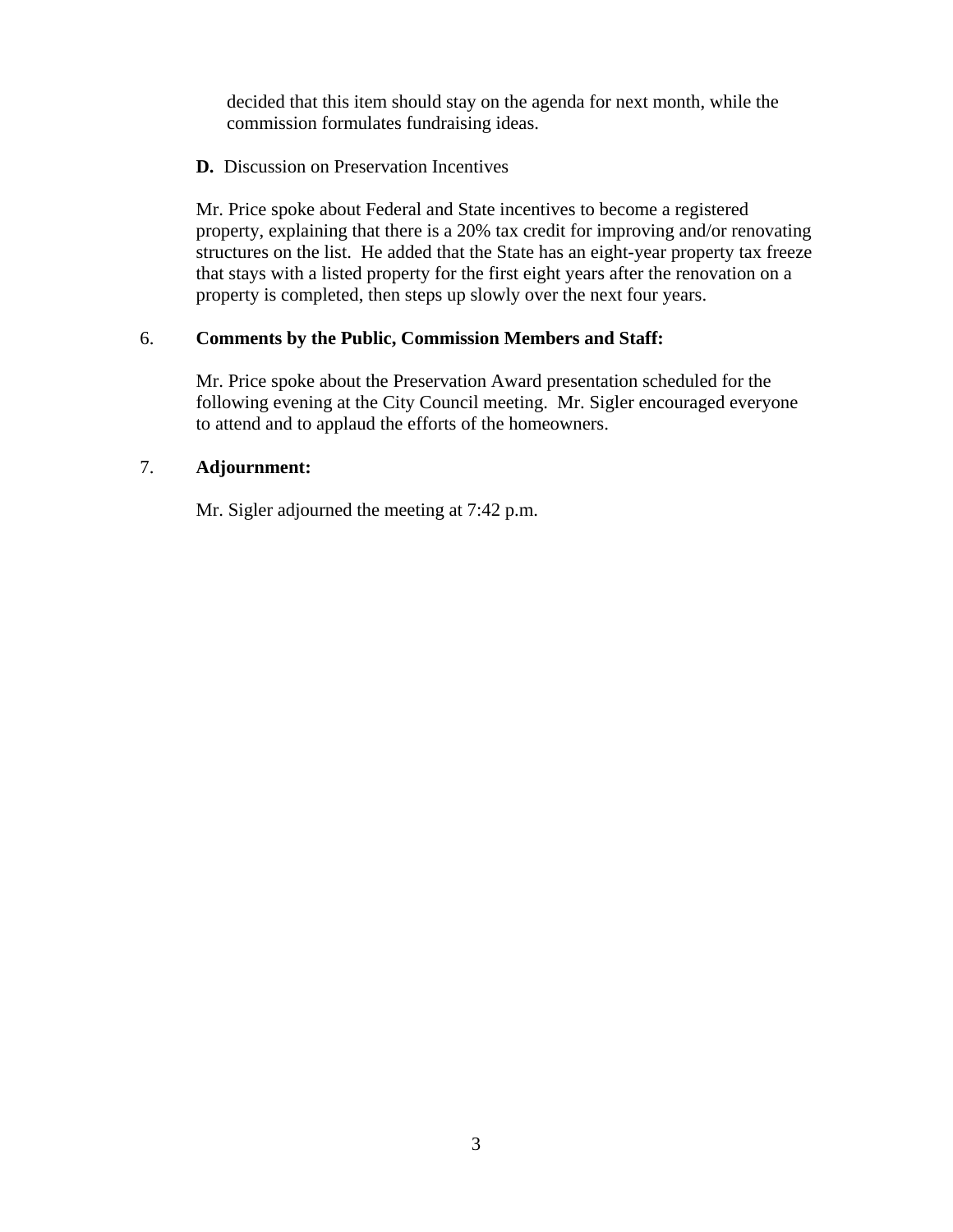decided that this item should stay on the agenda for next month, while the commission formulates fundraising ideas.

**D.** Discussion on Preservation Incentives

Mr. Price spoke about Federal and State incentives to become a registered property, explaining that there is a 20% tax credit for improving and/or renovating structures on the list. He added that the State has an eight-year property tax freeze that stays with a listed property for the first eight years after the renovation on a property is completed, then steps up slowly over the next four years.

6. **Comments by the Public, Commission Members and Staff:**

Mr. Price spoke about the Preservation Award presentation scheduled for the following evening at the City Council meeting. Mr. Sigler encouraged everyone to attend and to applaud the efforts of the homeowners.

7. **Adjournment:**

Mr. Sigler adjourned the meeting at 7:42 p.m.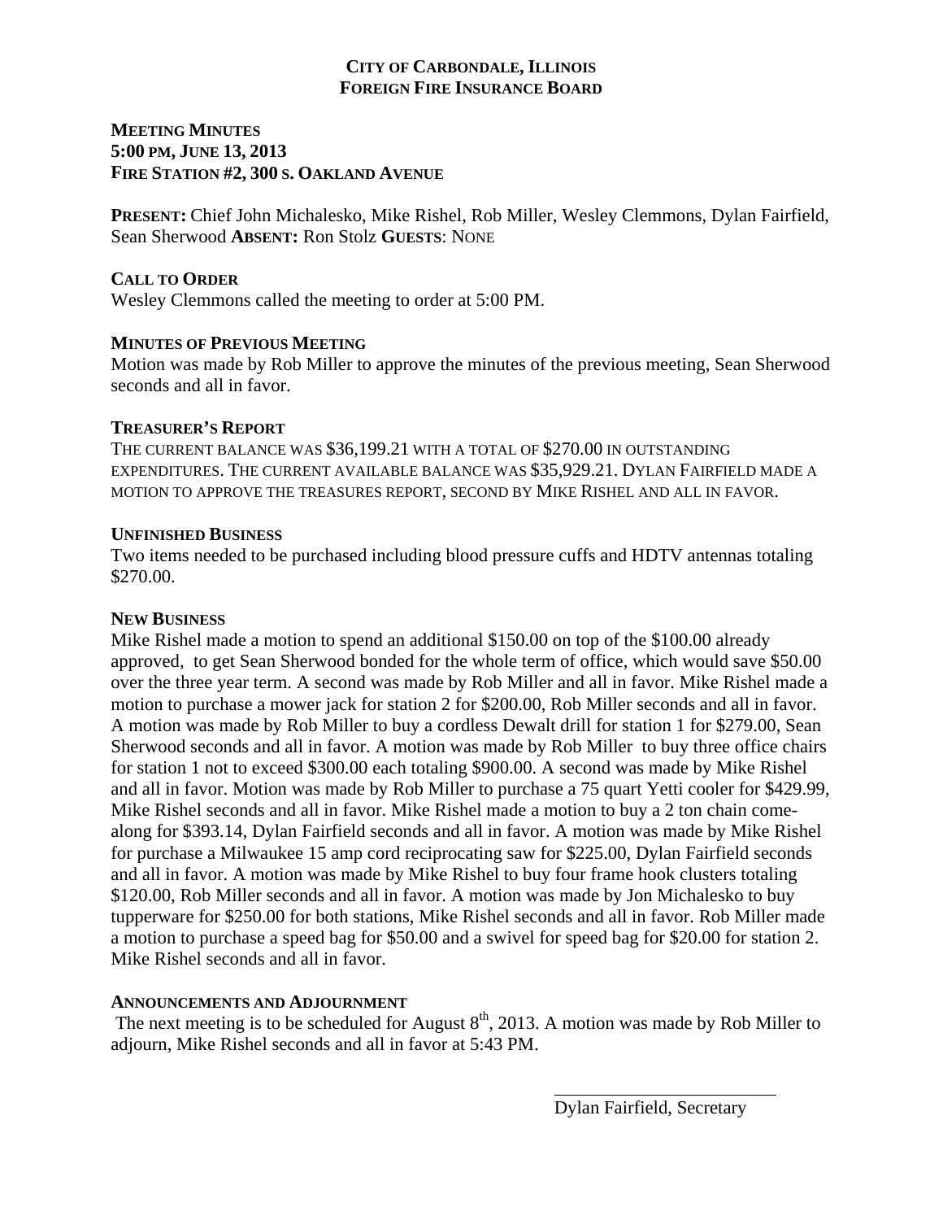# CITY OF CARBONDALE, ILLINOIS
## FOREIGN FIRE INSURANCE BOARD

**MEETING MINUTES**
**5:00 PM, JUNE 13, 2013**
**FIRE STATION #2, 300 S. OAKLAND AVENUE**

**PRESENT:** Chief John Michalesko, Mike Rishel, Rob Miller, Wesley Clemmons, Dylan Fairfield, Sean Sherwood **ABSENT:** Ron Stolz **GUESTS**: NONE

**CALL TO ORDER**

Wesley Clemmons called the meeting to order at 5:00 PM.

**MINUTES OF PREVIOUS MEETING**

Motion was made by Rob Miller to approve the minutes of the previous meeting, Sean Sherwood seconds and all in favor.

**TREASURER'S REPORT**

THE CURRENT BALANCE WAS $36,199.21 WITH A TOTAL OF $270.00 IN OUTSTANDING EXPENDITURES. THE CURRENT AVAILABLE BALANCE WAS $35,929.21. DYLAN FAIRFIELD MADE A MOTION TO APPROVE THE TREASURES REPORT, SECOND BY MIKE RISHEL AND ALL IN FAVOR.

**UNFINISHED BUSINESS**

Two items needed to be purchased including blood pressure cuffs and HDTV antennas totaling $270.00.

**NEW BUSINESS**

Mike Rishel made a motion to spend an additional $150.00 on top of the $100.00 already approved, to get Sean Sherwood bonded for the whole term of office, which would save $50.00 over the three year term. A second was made by Rob Miller and all in favor. Mike Rishel made a motion to purchase a mower jack for station 2 for $200.00, Rob Miller seconds and all in favor. A motion was made by Rob Miller to buy a cordless Dewalt drill for station 1 for $279.00, Sean Sherwood seconds and all in favor. A motion was made by Rob Miller to buy three office chairs for station 1 not to exceed $300.00 each totaling $900.00. A second was made by Mike Rishel and all in favor. Motion was made by Rob Miller to purchase a 75 quart Yetti cooler for $429.99, Mike Rishel seconds and all in favor. Mike Rishel made a motion to buy a 2 ton chain come-along for $393.14, Dylan Fairfield seconds and all in favor. A motion was made by Mike Rishel for purchase a Milwaukee 15 amp cord reciprocating saw for $225.00, Dylan Fairfield seconds and all in favor. A motion was made by Mike Rishel to buy four frame hook clusters totaling $120.00, Rob Miller seconds and all in favor. A motion was made by Jon Michalesko to buy tupperware for $250.00 for both stations, Mike Rishel seconds and all in favor. Rob Miller made a motion to purchase a speed bag for $50.00 and a swivel for speed bag for $20.00 for station 2. Mike Rishel seconds and all in favor.

**ANNOUNCEMENTS AND ADJOURNMENT**

The next meeting is to be scheduled for August 8th, 2013. A motion was made by Rob Miller to adjourn, Mike Rishel seconds and all in favor at 5:43 PM.

Dylan Fairfield, Secretary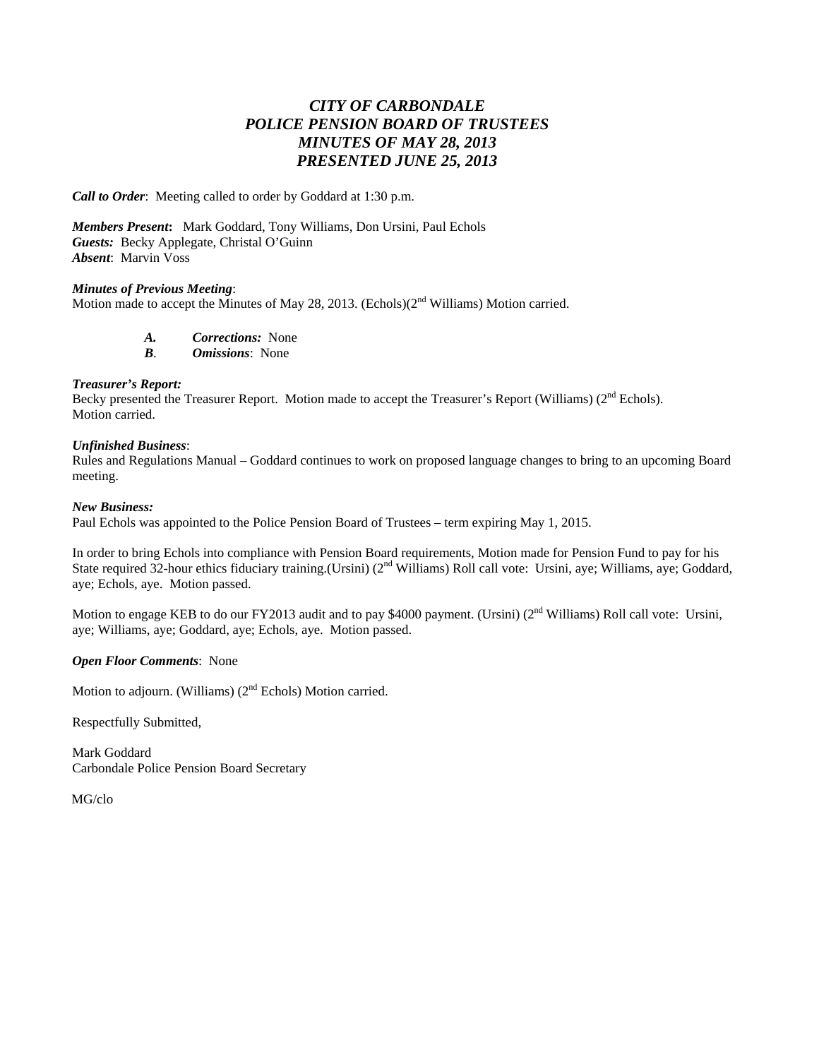# *CITY OF CARBONDALE*
# *POLICE PENSION BOARD OF TRUSTEES*
# *MINUTES OF MAY 28, 2013*
# *PRESENTED JUNE 25, 2013*

***Call to Order***: Meeting called to order by Goddard at 1:30 p.m.

***Members Present*:** Mark Goddard, Tony Williams, Don Ursini, Paul Echols
***Guests:*** Becky Applegate, Christal O'Guinn
***Absent***: Marvin Voss

***Minutes of Previous Meeting***:
Motion made to accept the Minutes of May 28, 2013. (Echols)(2nd Williams) Motion carried.

> ***A.*** ***Corrections:*** None
> ***B***. ***Omissions***: None

***Treasurer's Report:***
Becky presented the Treasurer Report. Motion made to accept the Treasurer's Report (Williams) (2nd Echols). Motion carried.

***Unfinished Business***:
Rules and Regulations Manual – Goddard continues to work on proposed language changes to bring to an upcoming Board meeting.

***New Business:***
Paul Echols was appointed to the Police Pension Board of Trustees – term expiring May 1, 2015.

In order to bring Echols into compliance with Pension Board requirements, Motion made for Pension Fund to pay for his State required 32-hour ethics fiduciary training.(Ursini) (2nd Williams) Roll call vote: Ursini, aye; Williams, aye; Goddard, aye; Echols, aye. Motion passed.

Motion to engage KEB to do our FY2013 audit and to pay $4000 payment. (Ursini) (2nd Williams) Roll call vote: Ursini, aye; Williams, aye; Goddard, aye; Echols, aye. Motion passed.

***Open Floor Comments***: None

Motion to adjourn. (Williams) (2nd Echols) Motion carried.

Respectfully Submitted,

Mark Goddard
Carbondale Police Pension Board Secretary

MG/clo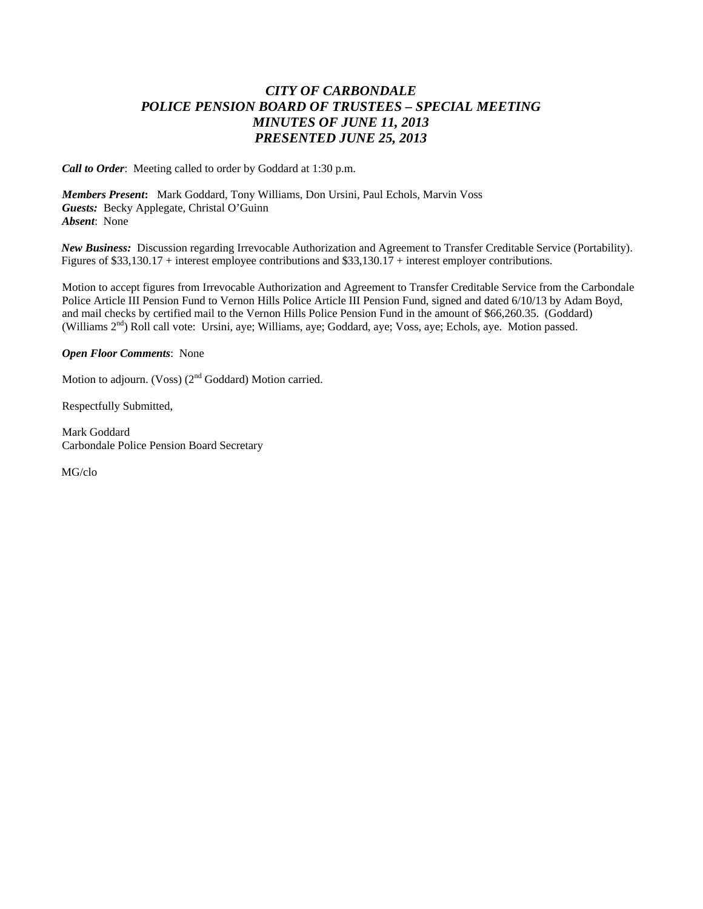# *CITY OF CARBONDALE*
# *POLICE PENSION BOARD OF TRUSTEES – SPECIAL MEETING*
# *MINUTES OF JUNE 11, 2013*
# *PRESENTED JUNE 25, 2013*

***Call to Order***: Meeting called to order by Goddard at 1:30 p.m.

***Members Present*:** Mark Goddard, Tony Williams, Don Ursini, Paul Echols, Marvin Voss
***Guests:*** Becky Applegate, Christal O'Guinn
***Absent***: None

***New Business:*** Discussion regarding Irrevocable Authorization and Agreement to Transfer Creditable Service (Portability). Figures of $33,130.17 + interest employee contributions and $33,130.17 + interest employer contributions.

Motion to accept figures from Irrevocable Authorization and Agreement to Transfer Creditable Service from the Carbondale Police Article III Pension Fund to Vernon Hills Police Article III Pension Fund, signed and dated 6/10/13 by Adam Boyd, and mail checks by certified mail to the Vernon Hills Police Pension Fund in the amount of $66,260.35. (Goddard) (Williams 2nd) Roll call vote: Ursini, aye; Williams, aye; Goddard, aye; Voss, aye; Echols, aye. Motion passed.

***Open Floor Comments***: None

Motion to adjourn. (Voss) (2nd Goddard) Motion carried.

Respectfully Submitted,

Mark Goddard
Carbondale Police Pension Board Secretary

MG/clo